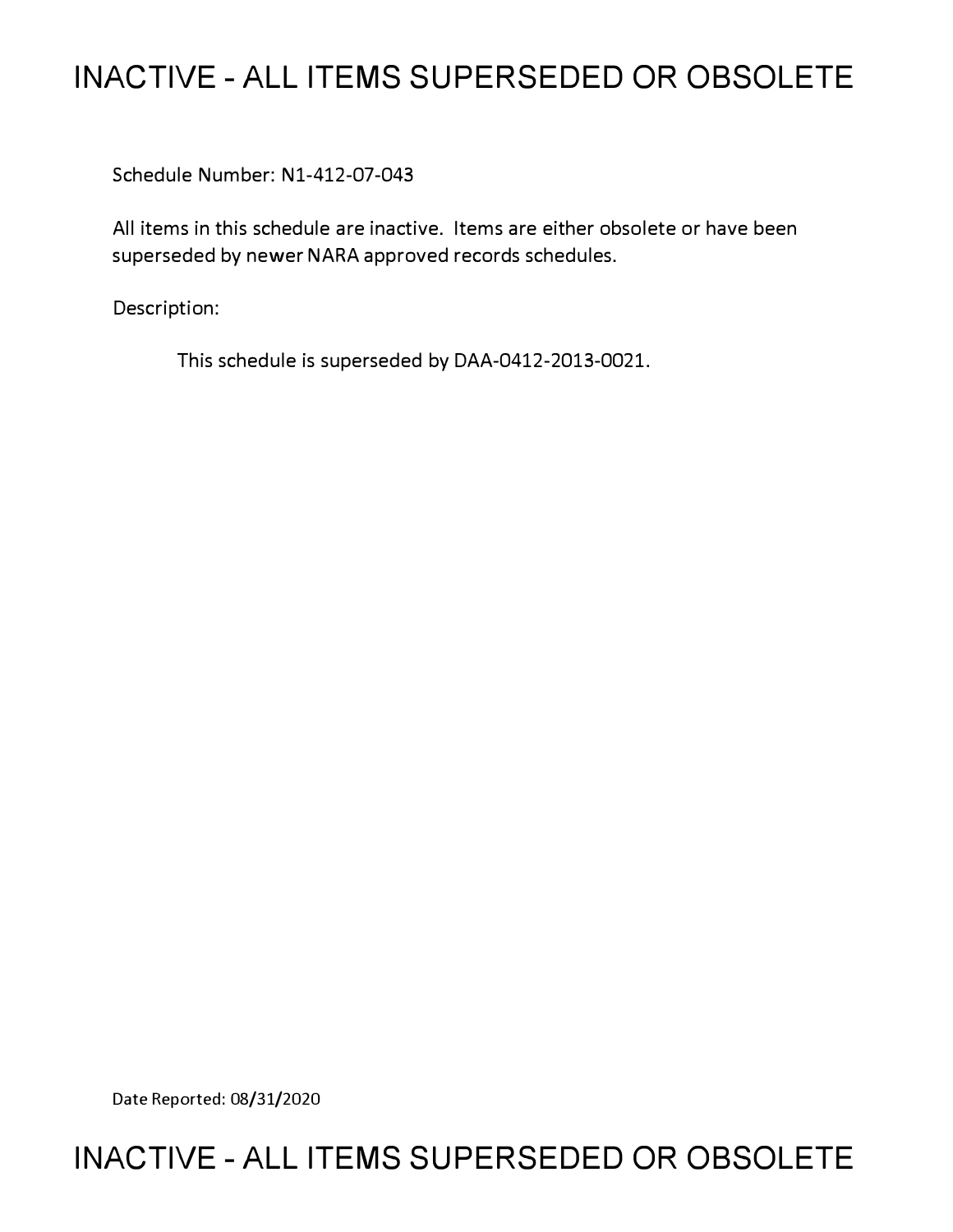# INACTIVE - ALL ITEMS SUPERSEDED OR OBSOLETE

Schedule Number: N1-412-07-043

All items in this schedule are inactive. Items are either obsolete or have been superseded by newer NARA approved records schedules.

Description:

This schedule is superseded by DAA-0412-2013-0021.

Date Reported: 08/31/2020

# INACTIVE - ALL ITEMS SUPERSEDED OR OBSOLETE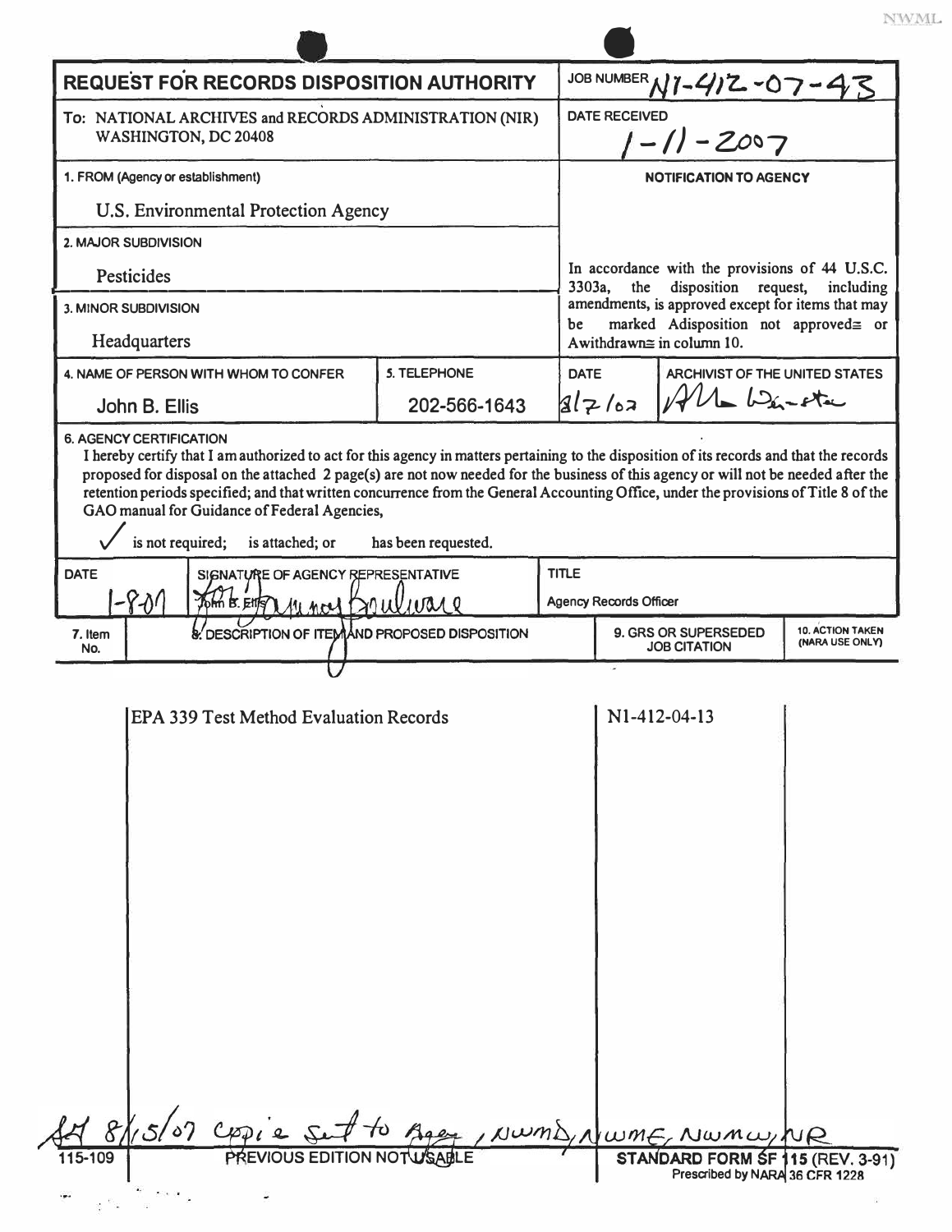# REQUEST FOR RECORDS DISPOSITION AUTHORITY

| | |
|---|---|
| **REQUEST FOR RECORDS DISPOSITION AUTHORITY** | JOB NUMBER N1-412-07-43 |
| To: NATIONAL ARCHIVES and RECORDS ADMINISTRATION (NIR) WASHINGTON, DC 20408 | DATE RECEIVED 1-11-2007 |
| 1. FROM (Agency or establishment) U.S. Environmental Protection Agency | NOTIFICATION TO AGENCY |
| 2. MAJOR SUBDIVISION Pesticides | In accordance with the provisions of 44 U.S.C. 3303a, the disposition request, including amendments, is approved except for items that may be marked Adisposition not approved≅ or Awithdrawn≅ in column 10. |
| 3. MINOR SUBDIVISION Headquarters | |

| 4. NAME OF PERSON WITH WHOM TO CONFER | 5. TELEPHONE | DATE | ARCHIVIST OF THE UNITED STATES |
|---|---|---|---|
| John B. Ellis | 202-566-1643 | 8/7/07 | Allen Weinstein |

**6. AGENCY CERTIFICATION**

I hereby certify that I am authorized to act for this agency in matters pertaining to the disposition of its records and that the records proposed for disposal on the attached 2 page(s) are not now needed for the business of this agency or will not be needed after the retention periods specified; and that written concurrence from the General Accounting Office, under the provisions of Title 8 of the GAO manual for Guidance of Federal Agencies,

✓ is not required; is attached; or has been requested.

| DATE | SIGNATURE OF AGENCY REPRESENTATIVE | TITLE |
|---|---|---|
| 1-8-07 | for John B. Ellis / Tammy Boulware | Agency Records Officer |

| 7. Item No. | 8. DESCRIPTION OF ITEM AND PROPOSED DISPOSITION | 9. GRS OR SUPERSEDED JOB CITATION | 10. ACTION TAKEN (NARA USE ONLY) |
|---|---|---|---|
| | EPA 339 Test Method Evaluation Records | N1-412-04-13 | |

8/15/07 copie sent to Agency, NWMD, NWME, NWMW, NR

115-109 PREVIOUS EDITION NOT USABLE STANDARD FORM SF 115 (REV. 3-91) Prescribed by NARA 36 CFR 1228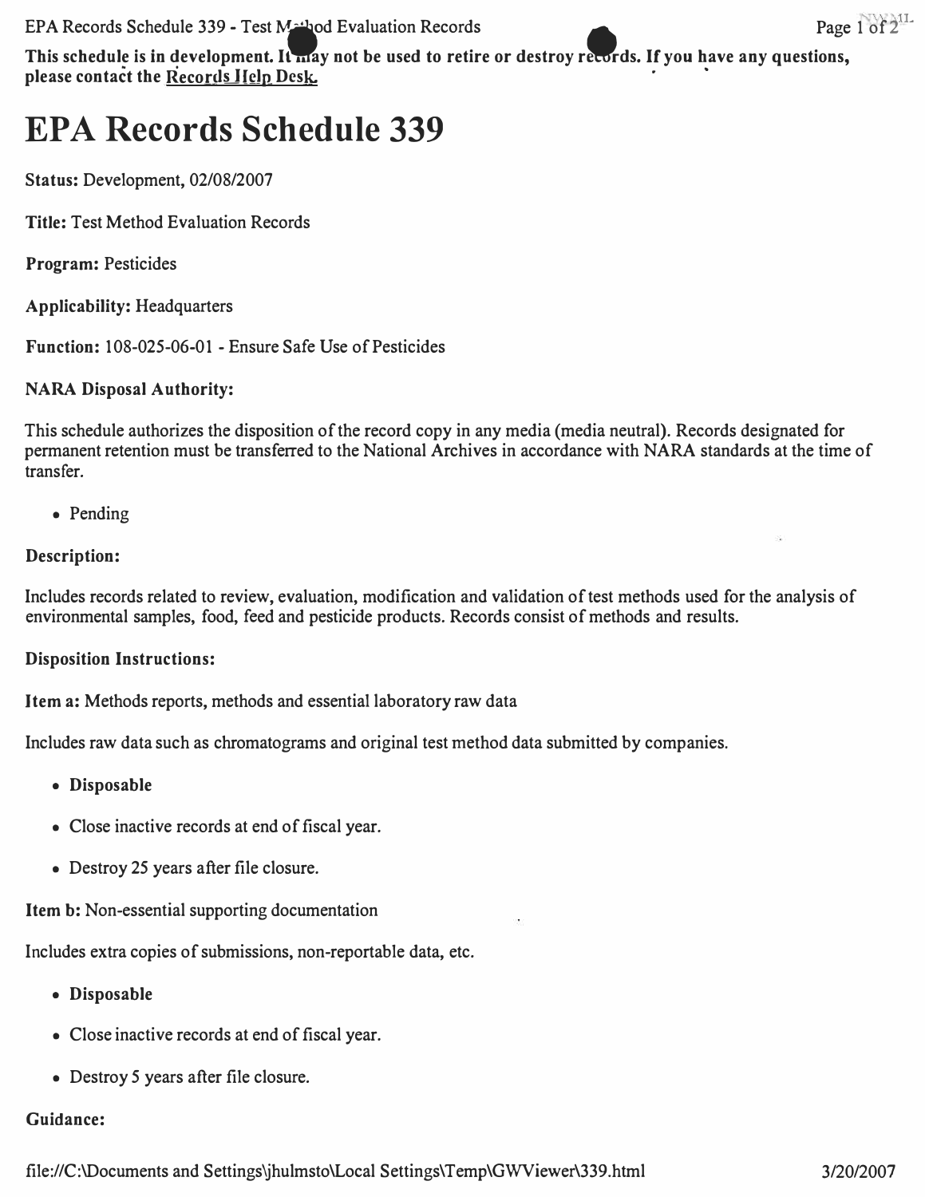**This schedule is in development. It may not be used to retire or destroy records. If you have any questions, please contact the Records Help Desk.**

# EPA Records Schedule 339

**Status:** Development, 02/08/2007

**Title:** Test Method Evaluation Records

**Program:** Pesticides

**Applicability:** Headquarters

**Function:** 108-025-06-01 - Ensure Safe Use of Pesticides

**NARA Disposal Authority:**

This schedule authorizes the disposition of the record copy in any media (media neutral). Records designated for permanent retention must be transferred to the National Archives in accordance with NARA standards at the time of transfer.

- Pending

**Description:**

Includes records related to review, evaluation, modification and validation of test methods used for the analysis of environmental samples, food, feed and pesticide products. Records consist of methods and results.

**Disposition Instructions:**

**Item a:** Methods reports, methods and essential laboratory raw data

Includes raw data such as chromatograms and original test method data submitted by companies.

- **Disposable**
- Close inactive records at end of fiscal year.
- Destroy 25 years after file closure.

**Item b:** Non-essential supporting documentation

Includes extra copies of submissions, non-reportable data, etc.

- **Disposable**
- Close inactive records at end of fiscal year.
- Destroy 5 years after file closure.

**Guidance:**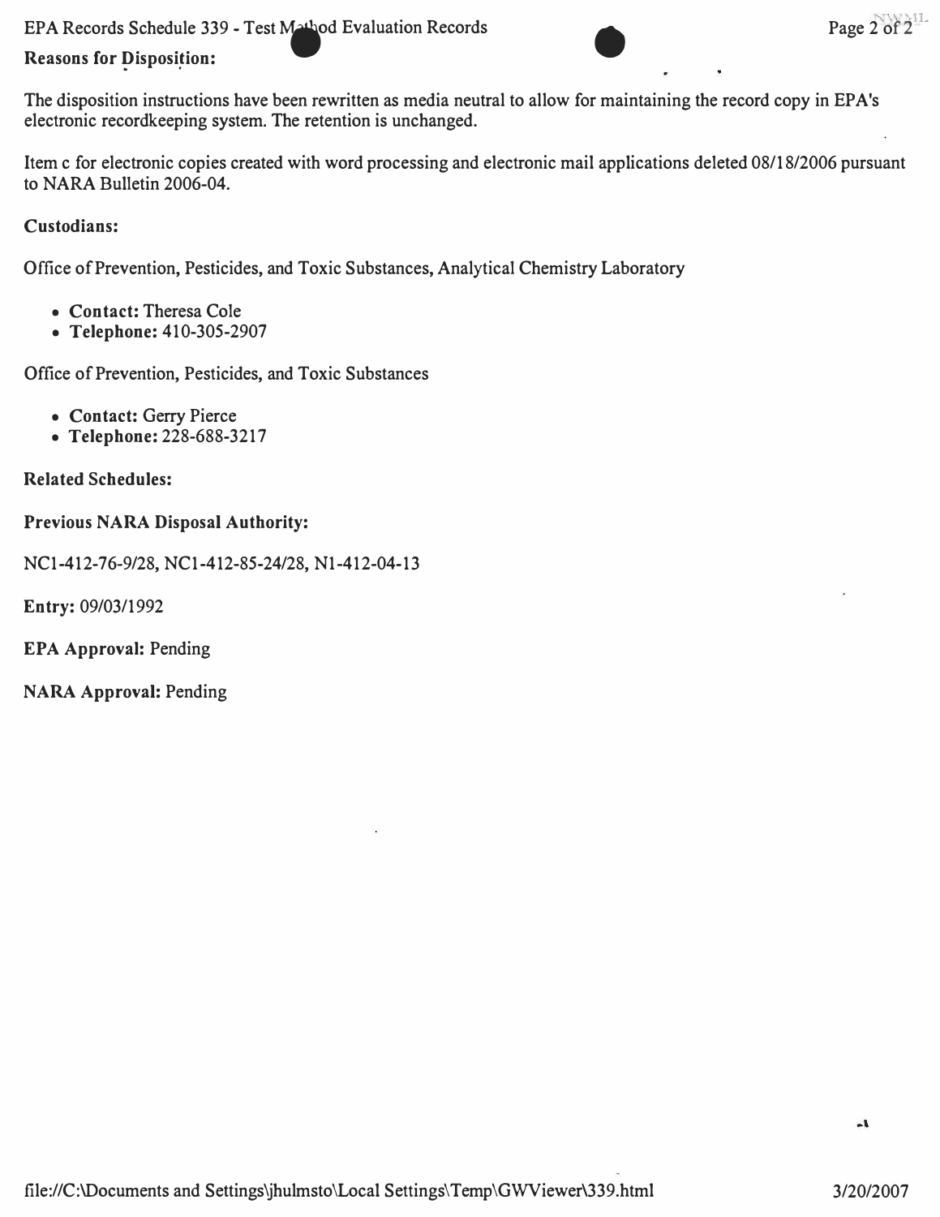**Reasons for Disposition:**

The disposition instructions have been rewritten as media neutral to allow for maintaining the record copy in EPA's electronic recordkeeping system. The retention is unchanged.

Item c for electronic copies created with word processing and electronic mail applications deleted 08/18/2006 pursuant to NARA Bulletin 2006-04.

**Custodians:**

Office of Prevention, Pesticides, and Toxic Substances, Analytical Chemistry Laboratory

- **Contact:** Theresa Cole
- **Telephone:** 410-305-2907

Office of Prevention, Pesticides, and Toxic Substances

- **Contact:** Gerry Pierce
- **Telephone:** 228-688-3217

**Related Schedules:**

**Previous NARA Disposal Authority:**

NC1-412-76-9/28, NC1-412-85-24/28, N1-412-04-13

**Entry:** 09/03/1992

**EPA Approval:** Pending

**NARA Approval:** Pending